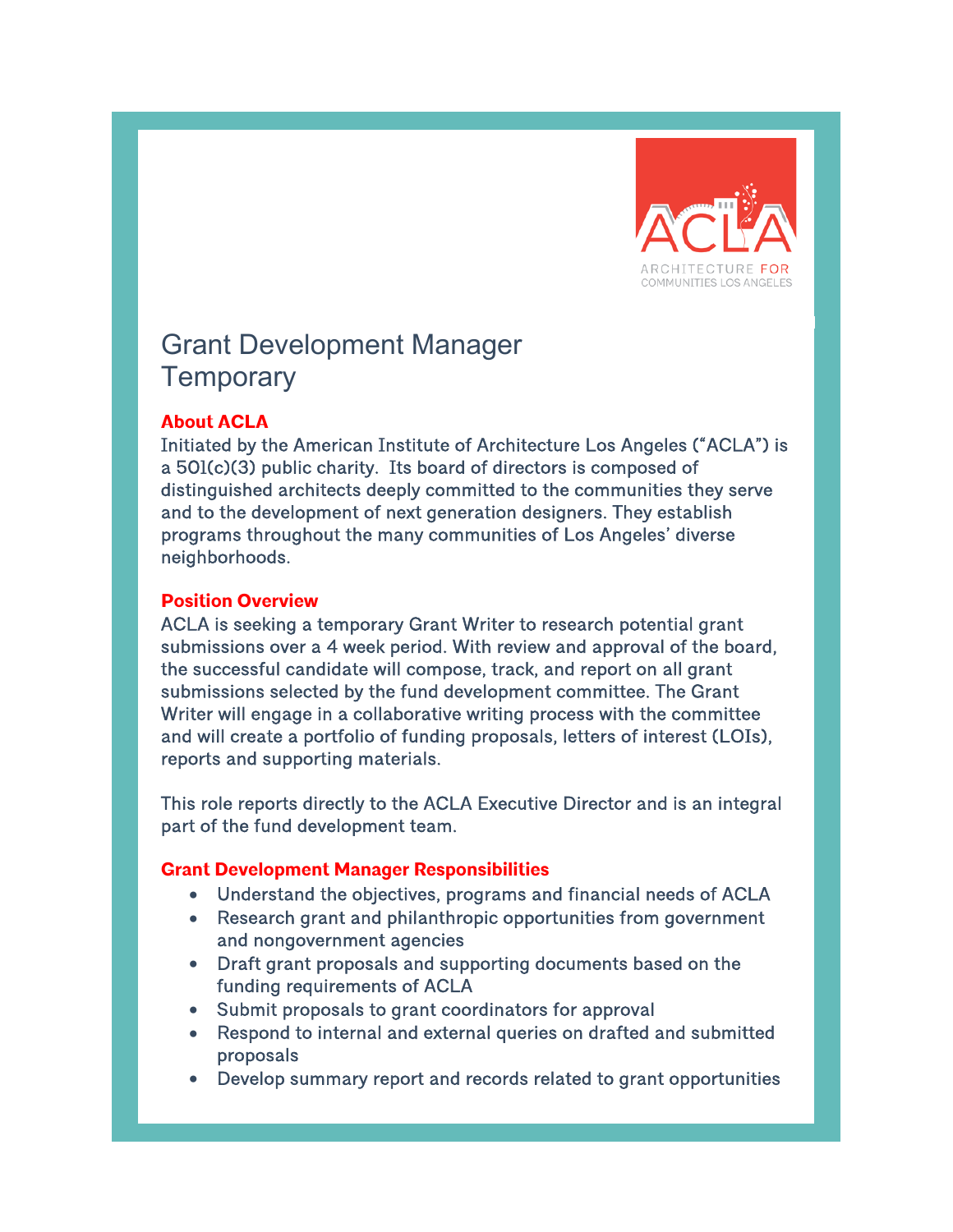ARCHITECTURE FOR COMMUNITIES LOS ANGELES

# Grant Development Manager Temporary

## About ACLA

Initiated by the American Institute of Architecture Los Angeles ("ACLA") is a 501(c)(3) public charity. Its board of directors is composed of distinguished architects deeply committed to the communities they serve and to the development of next generation designers. They establish programs throughout the many communities of Los Angeles' diverse neighborhoods.

## Position Overview

ACLA is seeking a temporary Grant Writer to research potential grant submissions over a 4 week period. With review and approval of the board, the successful candidate will compose, track, and report on all grant submissions selected by the fund development committee. The Grant Writer will engage in a collaborative writing process with the committee and will create a portfolio of funding proposals, letters of interest (LOIs), reports and supporting materials.

This role reports directly to the ACLA Executive Director and is an integral part of the fund development team.

## Grant Development Manager Responsibilities

- Understand the objectives, programs and financial needs of ACLA
- Research grant and philanthropic opportunities from government and nongovernment agencies
- Draft grant proposals and supporting documents based on the funding requirements of ACLA
- Submit proposals to grant coordinators for approval
- Respond to internal and external queries on drafted and submitted proposals
- Develop summary report and records related to grant opportunities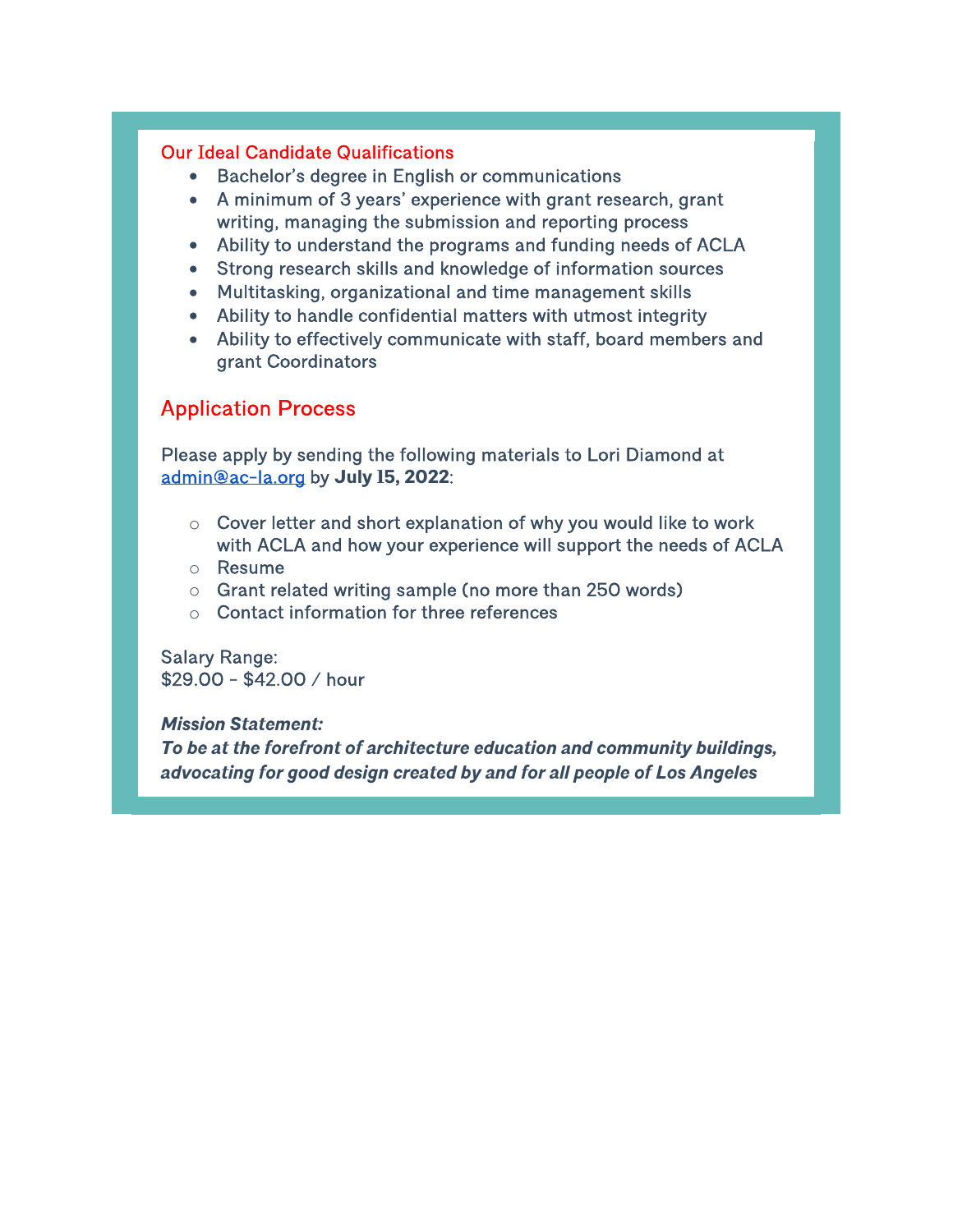### Our Ideal Candidate Qualifications

- Bachelor's degree in English or communications
- A minimum of 3 years' experience with grant research, grant writing, managing the submission and reporting process
- Ability to understand the programs and funding needs of ACLA
- Strong research skills and knowledge of information sources
- Multitasking, organizational and time management skills
- Ability to handle confidential matters with utmost integrity
- Ability to effectively communicate with staff, board members and grant Coordinators

## Application Process

Please apply by sending the following materials to Lori Diamond at admin@ac-la.org by **July 15, 2022**:

- Cover letter and short explanation of why you would like to work with ACLA and how your experience will support the needs of ACLA
- Resume
- Grant related writing sample (no more than 250 words)
- Contact information for three references

Salary Range:
$29.00 - $42.00 / hour

***Mission Statement:***
***To be at the forefront of architecture education and community buildings, advocating for good design created by and for all people of Los Angeles***